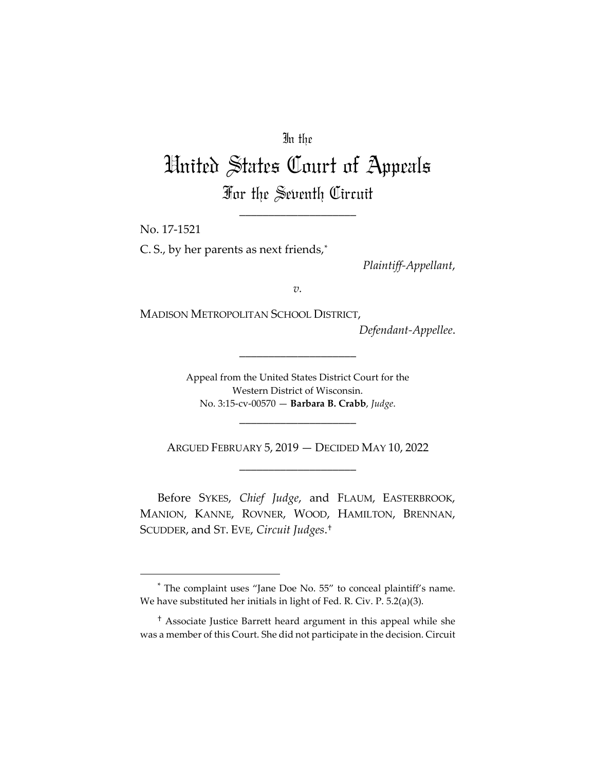In the

# United States Court of Appeals

For the Seventh Circuit

____________________

No. 17-1521

C. S., by her parents as next friends,*

*Plaintiff-Appellant*,

*v.*

MADISON METROPOLITAN SCHOOL DISTRICT,

*Defendant-Appellee*.

____________________

Appeal from the United States District Court for the Western District of Wisconsin.
No. 3:15-cv-00570 — **Barbara B. Crabb**, *Judge*.

____________________

ARGUED FEBRUARY 5, 2019 — DECIDED MAY 10, 2022

____________________

Before SYKES, *Chief Judge*, and FLAUM, EASTERBROOK, MANION, KANNE, ROVNER, WOOD, HAMILTON, BRENNAN, SCUDDER, and ST. EVE, *Circuit Judges*.†

---

* The complaint uses "Jane Doe No. 55" to conceal plaintiff's name. We have substituted her initials in light of Fed. R. Civ. P. 5.2(a)(3).

† Associate Justice Barrett heard argument in this appeal while she was a member of this Court. She did not participate in the decision. Circuit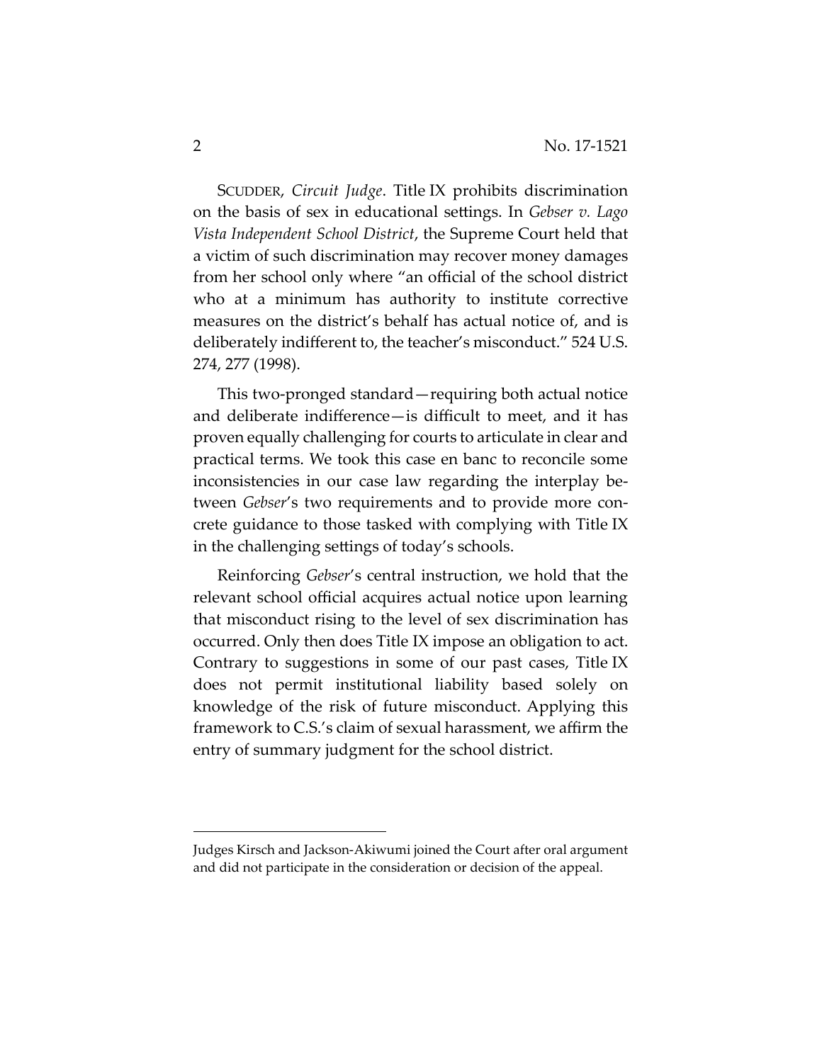SCUDDER, *Circuit Judge*. Title IX prohibits discrimination on the basis of sex in educational settings. In *Gebser v. Lago Vista Independent School District*, the Supreme Court held that a victim of such discrimination may recover money damages from her school only where "an official of the school district who at a minimum has authority to institute corrective measures on the district's behalf has actual notice of, and is deliberately indifferent to, the teacher's misconduct." 524 U.S. 274, 277 (1998).

This two-pronged standard—requiring both actual notice and deliberate indifference—is difficult to meet, and it has proven equally challenging for courts to articulate in clear and practical terms. We took this case en banc to reconcile some inconsistencies in our case law regarding the interplay between *Gebser*'s two requirements and to provide more concrete guidance to those tasked with complying with Title IX in the challenging settings of today's schools.

Reinforcing *Gebser*'s central instruction, we hold that the relevant school official acquires actual notice upon learning that misconduct rising to the level of sex discrimination has occurred. Only then does Title IX impose an obligation to act. Contrary to suggestions in some of our past cases, Title IX does not permit institutional liability based solely on knowledge of the risk of future misconduct. Applying this framework to C.S.'s claim of sexual harassment, we affirm the entry of summary judgment for the school district.

---

Judges Kirsch and Jackson-Akiwumi joined the Court after oral argument and did not participate in the consideration or decision of the appeal.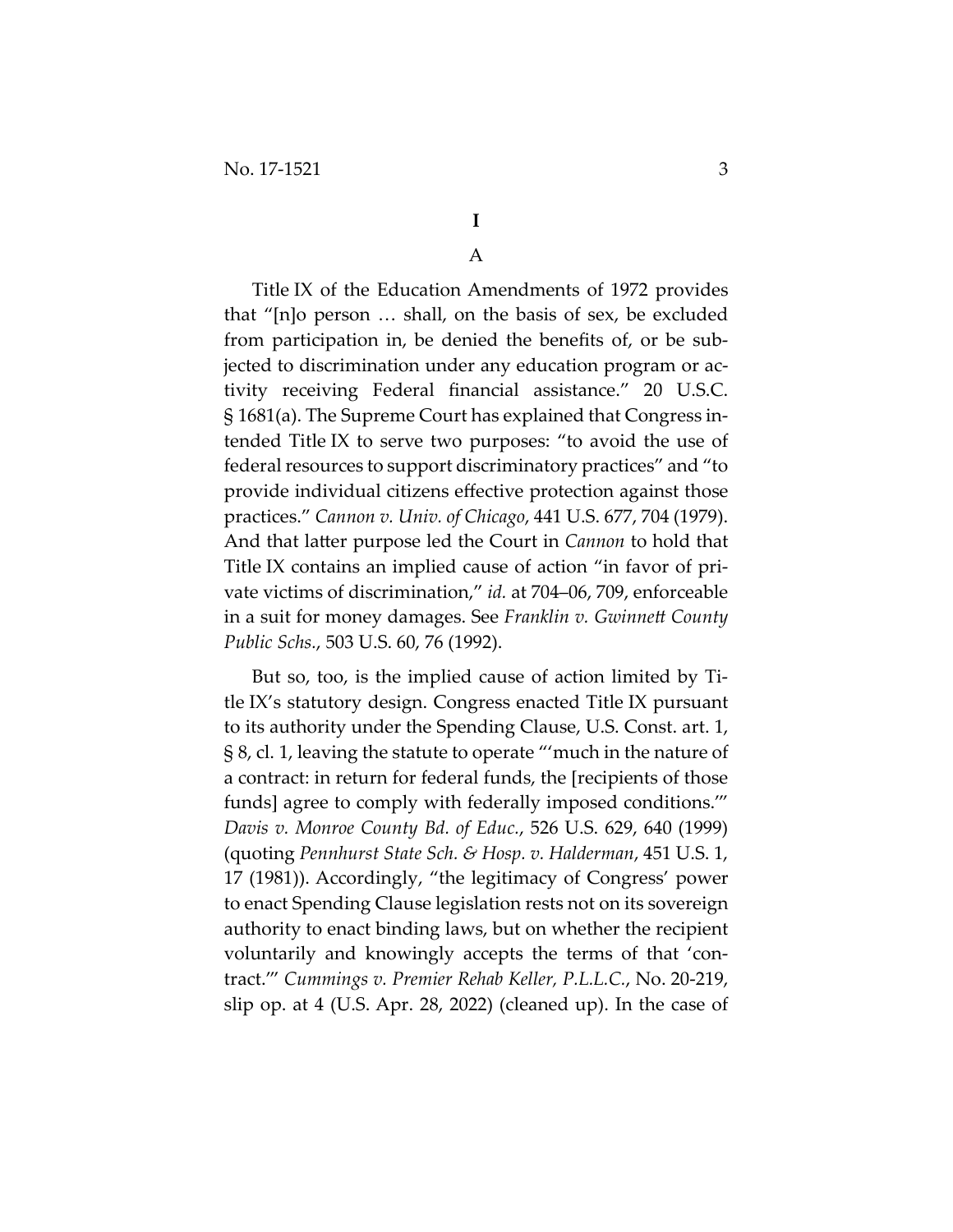# I

## A

Title IX of the Education Amendments of 1972 provides that "[n]o person … shall, on the basis of sex, be excluded from participation in, be denied the benefits of, or be subjected to discrimination under any education program or activity receiving Federal financial assistance." 20 U.S.C. § 1681(a). The Supreme Court has explained that Congress intended Title IX to serve two purposes: "to avoid the use of federal resources to support discriminatory practices" and "to provide individual citizens effective protection against those practices." *Cannon v. Univ. of Chicago*, 441 U.S. 677, 704 (1979). And that latter purpose led the Court in *Cannon* to hold that Title IX contains an implied cause of action "in favor of private victims of discrimination," *id.* at 704–06, 709, enforceable in a suit for money damages. See *Franklin v. Gwinnett County Public Schs.*, 503 U.S. 60, 76 (1992).

But so, too, is the implied cause of action limited by Title IX's statutory design. Congress enacted Title IX pursuant to its authority under the Spending Clause, U.S. Const. art. 1, § 8, cl. 1, leaving the statute to operate "'much in the nature of a contract: in return for federal funds, the [recipients of those funds] agree to comply with federally imposed conditions.'" *Davis v. Monroe County Bd. of Educ.*, 526 U.S. 629, 640 (1999) (quoting *Pennhurst State Sch. & Hosp. v. Halderman*, 451 U.S. 1, 17 (1981)). Accordingly, "the legitimacy of Congress' power to enact Spending Clause legislation rests not on its sovereign authority to enact binding laws, but on whether the recipient voluntarily and knowingly accepts the terms of that 'contract.'" *Cummings v. Premier Rehab Keller, P.L.L.C.*, No. 20-219, slip op. at 4 (U.S. Apr. 28, 2022) (cleaned up). In the case of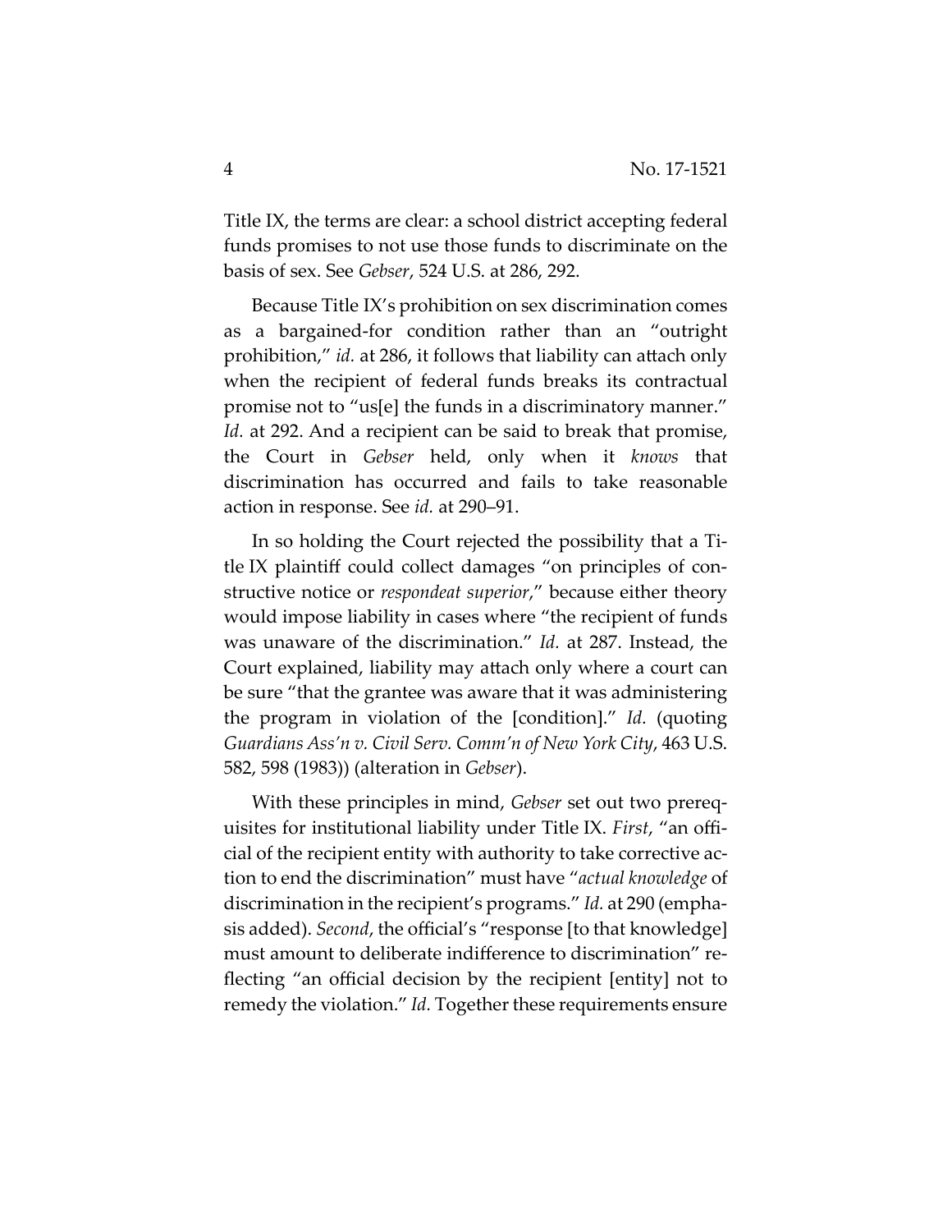Title IX, the terms are clear: a school district accepting federal funds promises to not use those funds to discriminate on the basis of sex. See *Gebser*, 524 U.S. at 286, 292.

Because Title IX's prohibition on sex discrimination comes as a bargained-for condition rather than an "outright prohibition," *id.* at 286, it follows that liability can attach only when the recipient of federal funds breaks its contractual promise not to "us[e] the funds in a discriminatory manner." *Id.* at 292. And a recipient can be said to break that promise, the Court in *Gebser* held, only when it *knows* that discrimination has occurred and fails to take reasonable action in response. See *id.* at 290–91.

In so holding the Court rejected the possibility that a Title IX plaintiff could collect damages "on principles of constructive notice or *respondeat superior*," because either theory would impose liability in cases where "the recipient of funds was unaware of the discrimination." *Id.* at 287. Instead, the Court explained, liability may attach only where a court can be sure "that the grantee was aware that it was administering the program in violation of the [condition]." *Id.* (quoting *Guardians Ass'n v. Civil Serv. Comm'n of New York City*, 463 U.S. 582, 598 (1983)) (alteration in *Gebser*).

With these principles in mind, *Gebser* set out two prerequisites for institutional liability under Title IX. *First*, "an official of the recipient entity with authority to take corrective action to end the discrimination" must have "*actual knowledge* of discrimination in the recipient's programs." *Id.* at 290 (emphasis added). *Second*, the official's "response [to that knowledge] must amount to deliberate indifference to discrimination" reflecting "an official decision by the recipient [entity] not to remedy the violation." *Id.* Together these requirements ensure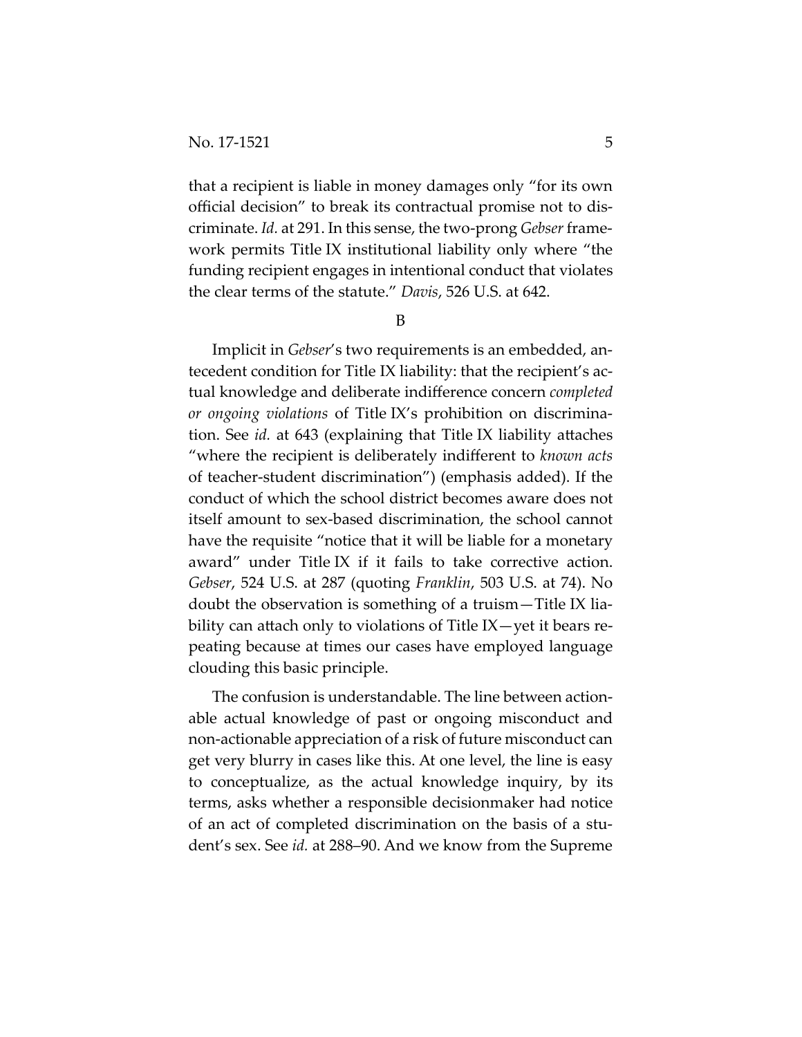that a recipient is liable in money damages only "for its own official decision" to break its contractual promise not to discriminate. *Id.* at 291. In this sense, the two-prong *Gebser* framework permits Title IX institutional liability only where "the funding recipient engages in intentional conduct that violates the clear terms of the statute." *Davis*, 526 U.S. at 642.

B

Implicit in *Gebser*'s two requirements is an embedded, antecedent condition for Title IX liability: that the recipient's actual knowledge and deliberate indifference concern *completed or ongoing violations* of Title IX's prohibition on discrimination. See *id.* at 643 (explaining that Title IX liability attaches "where the recipient is deliberately indifferent to *known acts* of teacher-student discrimination") (emphasis added). If the conduct of which the school district becomes aware does not itself amount to sex-based discrimination, the school cannot have the requisite "notice that it will be liable for a monetary award" under Title IX if it fails to take corrective action. *Gebser*, 524 U.S. at 287 (quoting *Franklin*, 503 U.S. at 74). No doubt the observation is something of a truism—Title IX liability can attach only to violations of Title IX—yet it bears repeating because at times our cases have employed language clouding this basic principle.

The confusion is understandable. The line between actionable actual knowledge of past or ongoing misconduct and non-actionable appreciation of a risk of future misconduct can get very blurry in cases like this. At one level, the line is easy to conceptualize, as the actual knowledge inquiry, by its terms, asks whether a responsible decisionmaker had notice of an act of completed discrimination on the basis of a student's sex. See *id.* at 288–90. And we know from the Supreme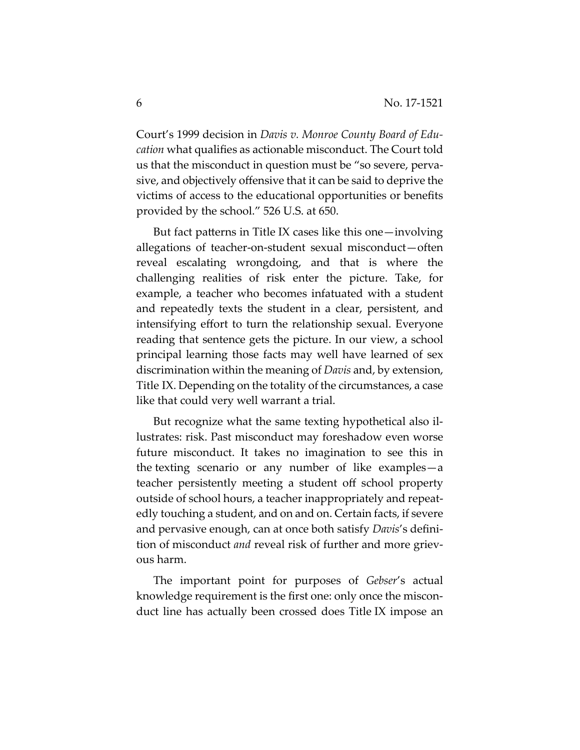Court's 1999 decision in *Davis v. Monroe County Board of Education* what qualifies as actionable misconduct. The Court told us that the misconduct in question must be "so severe, pervasive, and objectively offensive that it can be said to deprive the victims of access to the educational opportunities or benefits provided by the school." 526 U.S. at 650.

But fact patterns in Title IX cases like this one—involving allegations of teacher-on-student sexual misconduct—often reveal escalating wrongdoing, and that is where the challenging realities of risk enter the picture. Take, for example, a teacher who becomes infatuated with a student and repeatedly texts the student in a clear, persistent, and intensifying effort to turn the relationship sexual. Everyone reading that sentence gets the picture. In our view, a school principal learning those facts may well have learned of sex discrimination within the meaning of *Davis* and, by extension, Title IX. Depending on the totality of the circumstances, a case like that could very well warrant a trial.

But recognize what the same texting hypothetical also illustrates: risk. Past misconduct may foreshadow even worse future misconduct. It takes no imagination to see this in the texting scenario or any number of like examples—a teacher persistently meeting a student off school property outside of school hours, a teacher inappropriately and repeatedly touching a student, and on and on. Certain facts, if severe and pervasive enough, can at once both satisfy *Davis*'s definition of misconduct *and* reveal risk of further and more grievous harm.

The important point for purposes of *Gebser*'s actual knowledge requirement is the first one: only once the misconduct line has actually been crossed does Title IX impose an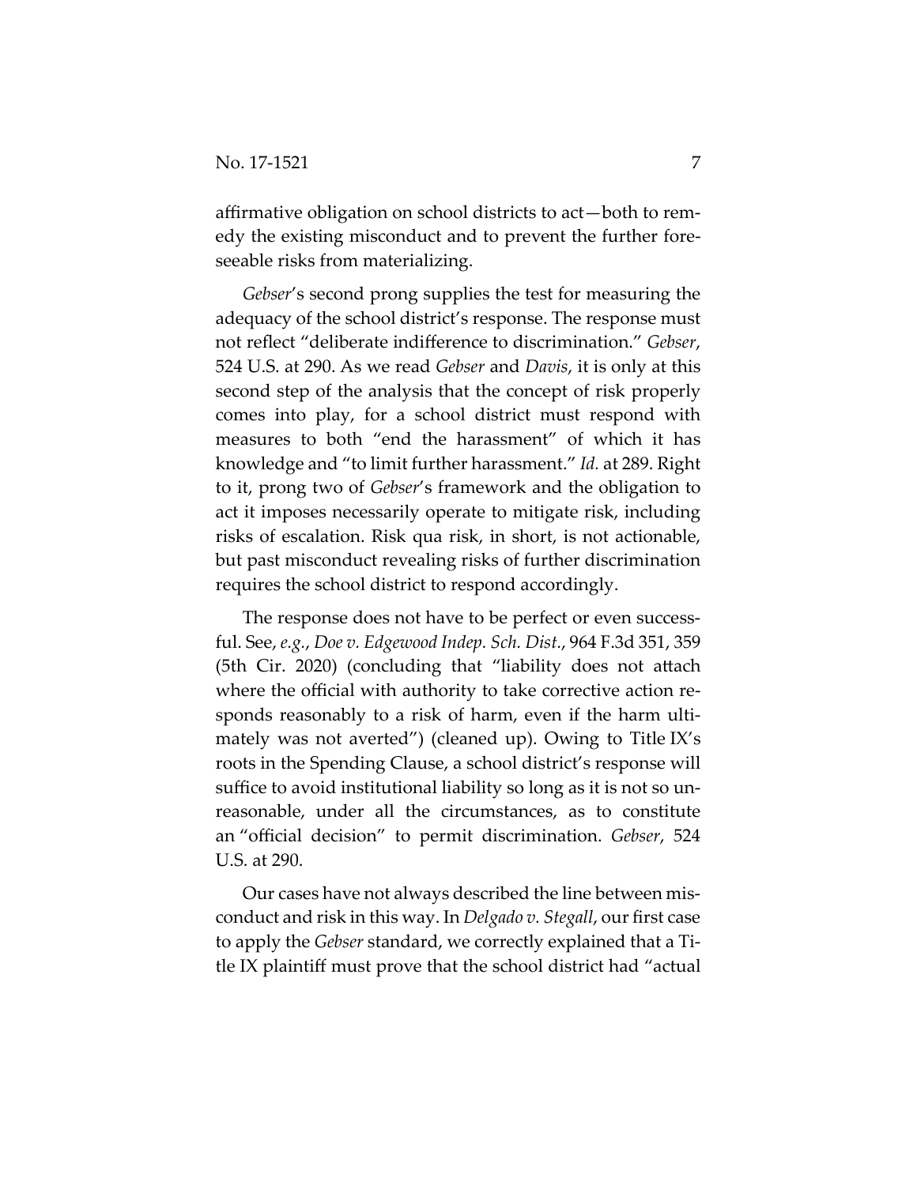affirmative obligation on school districts to act—both to remedy the existing misconduct and to prevent the further foreseeable risks from materializing.

*Gebser*'s second prong supplies the test for measuring the adequacy of the school district's response. The response must not reflect "deliberate indifference to discrimination." *Gebser*, 524 U.S. at 290. As we read *Gebser* and *Davis*, it is only at this second step of the analysis that the concept of risk properly comes into play, for a school district must respond with measures to both "end the harassment" of which it has knowledge and "to limit further harassment." *Id.* at 289. Right to it, prong two of *Gebser*'s framework and the obligation to act it imposes necessarily operate to mitigate risk, including risks of escalation. Risk qua risk, in short, is not actionable, but past misconduct revealing risks of further discrimination requires the school district to respond accordingly.

The response does not have to be perfect or even successful. See, *e.g.*, *Doe v. Edgewood Indep. Sch. Dist.*, 964 F.3d 351, 359 (5th Cir. 2020) (concluding that "liability does not attach where the official with authority to take corrective action responds reasonably to a risk of harm, even if the harm ultimately was not averted") (cleaned up). Owing to Title IX's roots in the Spending Clause, a school district's response will suffice to avoid institutional liability so long as it is not so unreasonable, under all the circumstances, as to constitute an "official decision" to permit discrimination. *Gebser*, 524 U.S. at 290.

Our cases have not always described the line between misconduct and risk in this way. In *Delgado v. Stegall*, our first case to apply the *Gebser* standard, we correctly explained that a Title IX plaintiff must prove that the school district had "actual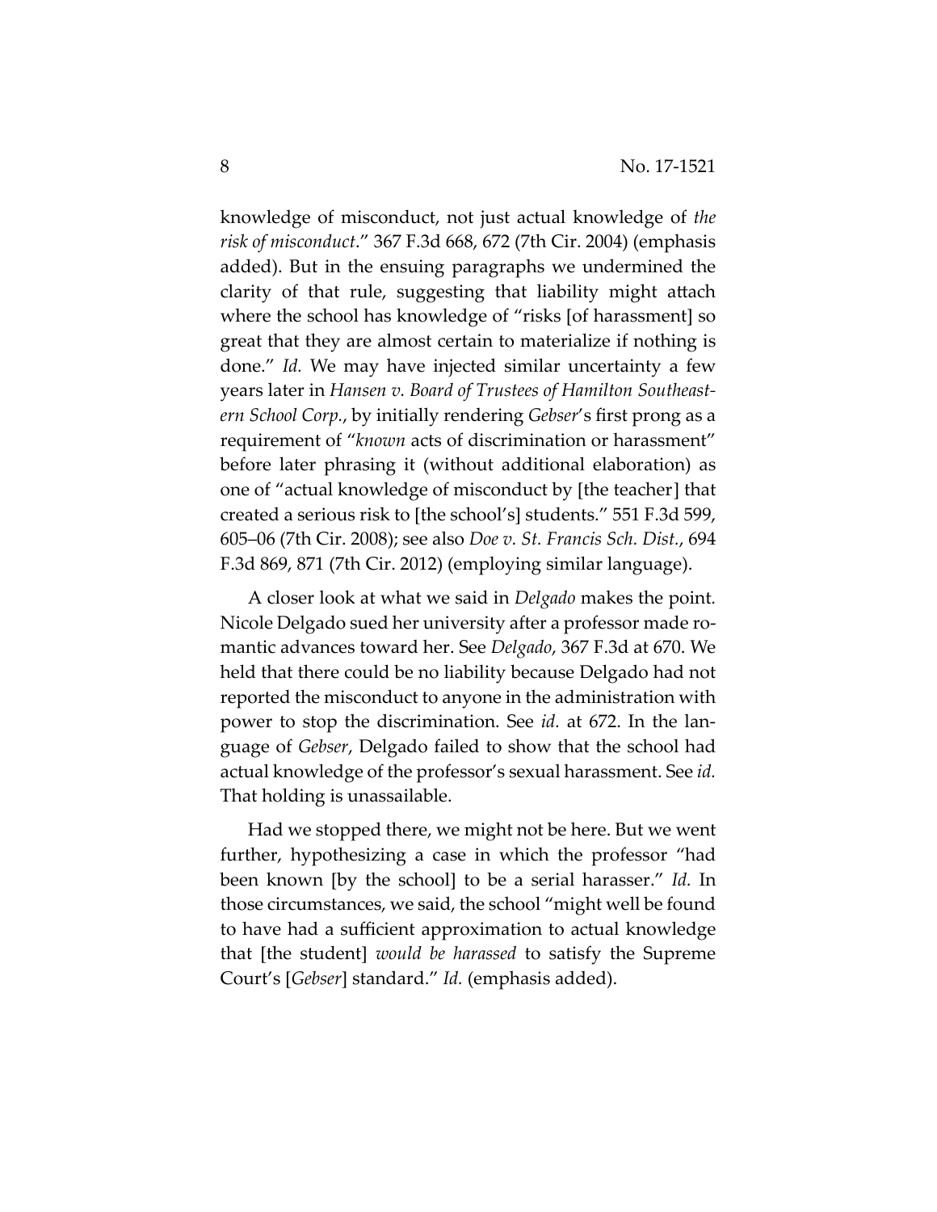knowledge of misconduct, not just actual knowledge of *the risk of misconduct*." 367 F.3d 668, 672 (7th Cir. 2004) (emphasis added). But in the ensuing paragraphs we undermined the clarity of that rule, suggesting that liability might attach where the school has knowledge of "risks [of harassment] so great that they are almost certain to materialize if nothing is done." *Id.* We may have injected similar uncertainty a few years later in *Hansen v. Board of Trustees of Hamilton Southeastern School Corp.*, by initially rendering *Gebser*'s first prong as a requirement of "*known* acts of discrimination or harassment" before later phrasing it (without additional elaboration) as one of "actual knowledge of misconduct by [the teacher] that created a serious risk to [the school's] students." 551 F.3d 599, 605–06 (7th Cir. 2008); see also *Doe v. St. Francis Sch. Dist.*, 694 F.3d 869, 871 (7th Cir. 2012) (employing similar language).

A closer look at what we said in *Delgado* makes the point. Nicole Delgado sued her university after a professor made romantic advances toward her. See *Delgado*, 367 F.3d at 670. We held that there could be no liability because Delgado had not reported the misconduct to anyone in the administration with power to stop the discrimination. See *id.* at 672. In the language of *Gebser*, Delgado failed to show that the school had actual knowledge of the professor's sexual harassment. See *id.* That holding is unassailable.

Had we stopped there, we might not be here. But we went further, hypothesizing a case in which the professor "had been known [by the school] to be a serial harasser." *Id.* In those circumstances, we said, the school "might well be found to have had a sufficient approximation to actual knowledge that [the student] *would be harassed* to satisfy the Supreme Court's [*Gebser*] standard." *Id.* (emphasis added).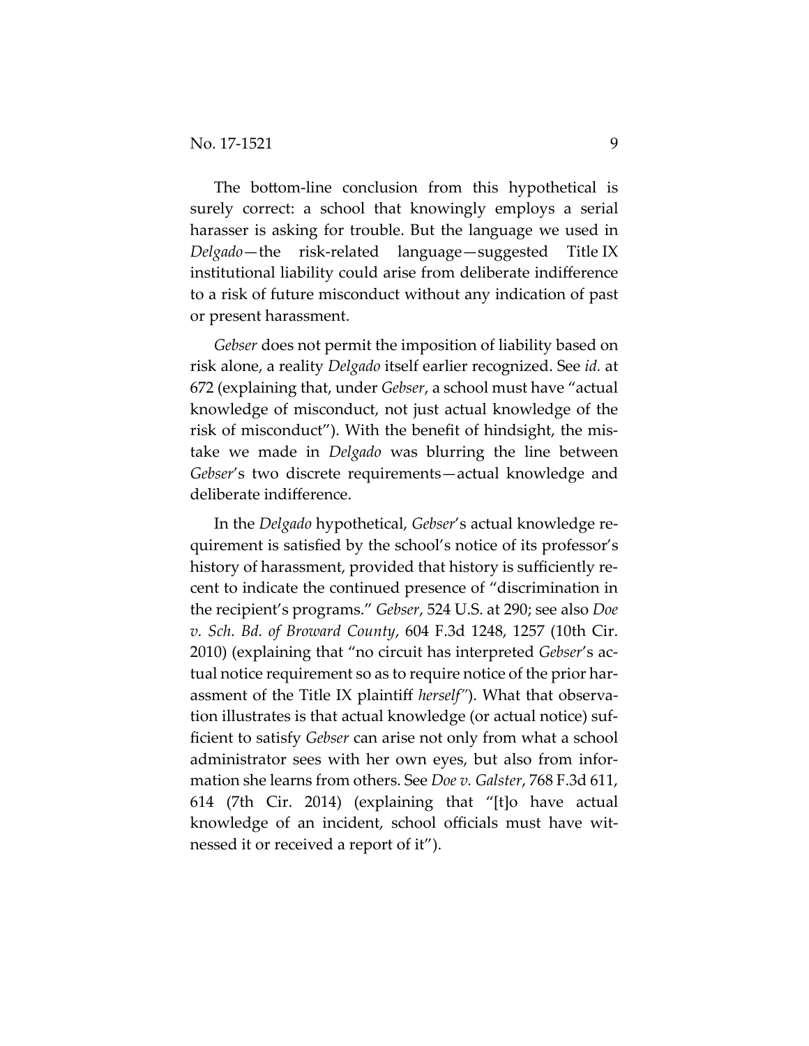The bottom-line conclusion from this hypothetical is surely correct: a school that knowingly employs a serial harasser is asking for trouble. But the language we used in *Delgado*—the risk-related language—suggested Title IX institutional liability could arise from deliberate indifference to a risk of future misconduct without any indication of past or present harassment.

*Gebser* does not permit the imposition of liability based on risk alone, a reality *Delgado* itself earlier recognized. See *id.* at 672 (explaining that, under *Gebser*, a school must have "actual knowledge of misconduct, not just actual knowledge of the risk of misconduct"). With the benefit of hindsight, the mistake we made in *Delgado* was blurring the line between *Gebser*'s two discrete requirements—actual knowledge and deliberate indifference.

In the *Delgado* hypothetical, *Gebser*'s actual knowledge requirement is satisfied by the school's notice of its professor's history of harassment, provided that history is sufficiently recent to indicate the continued presence of "discrimination in the recipient's programs." *Gebser*, 524 U.S. at 290; see also *Doe v. Sch. Bd. of Broward County*, 604 F.3d 1248, 1257 (10th Cir. 2010) (explaining that "no circuit has interpreted *Gebser*'s actual notice requirement so as to require notice of the prior harassment of the Title IX plaintiff *herself*"). What that observation illustrates is that actual knowledge (or actual notice) sufficient to satisfy *Gebser* can arise not only from what a school administrator sees with her own eyes, but also from information she learns from others. See *Doe v. Galster*, 768 F.3d 611, 614 (7th Cir. 2014) (explaining that "[t]o have actual knowledge of an incident, school officials must have witnessed it or received a report of it").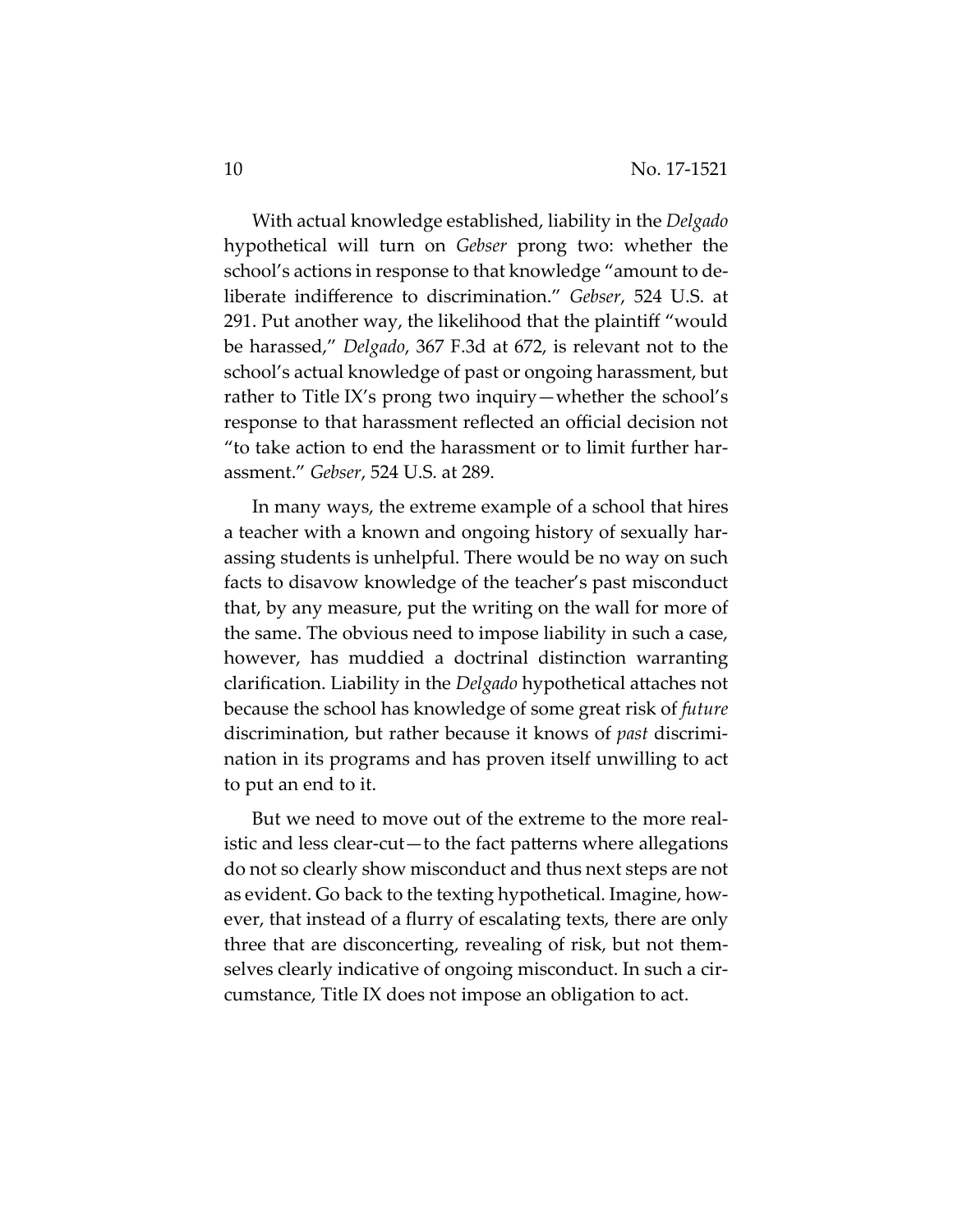With actual knowledge established, liability in the *Delgado* hypothetical will turn on *Gebser* prong two: whether the school's actions in response to that knowledge "amount to deliberate indifference to discrimination." *Gebser*, 524 U.S. at 291. Put another way, the likelihood that the plaintiff "would be harassed," *Delgado*, 367 F.3d at 672, is relevant not to the school's actual knowledge of past or ongoing harassment, but rather to Title IX's prong two inquiry—whether the school's response to that harassment reflected an official decision not "to take action to end the harassment or to limit further harassment." *Gebser*, 524 U.S. at 289.

In many ways, the extreme example of a school that hires a teacher with a known and ongoing history of sexually harassing students is unhelpful. There would be no way on such facts to disavow knowledge of the teacher's past misconduct that, by any measure, put the writing on the wall for more of the same. The obvious need to impose liability in such a case, however, has muddied a doctrinal distinction warranting clarification. Liability in the *Delgado* hypothetical attaches not because the school has knowledge of some great risk of *future* discrimination, but rather because it knows of *past* discrimination in its programs and has proven itself unwilling to act to put an end to it.

But we need to move out of the extreme to the more realistic and less clear-cut—to the fact patterns where allegations do not so clearly show misconduct and thus next steps are not as evident. Go back to the texting hypothetical. Imagine, however, that instead of a flurry of escalating texts, there are only three that are disconcerting, revealing of risk, but not themselves clearly indicative of ongoing misconduct. In such a circumstance, Title IX does not impose an obligation to act.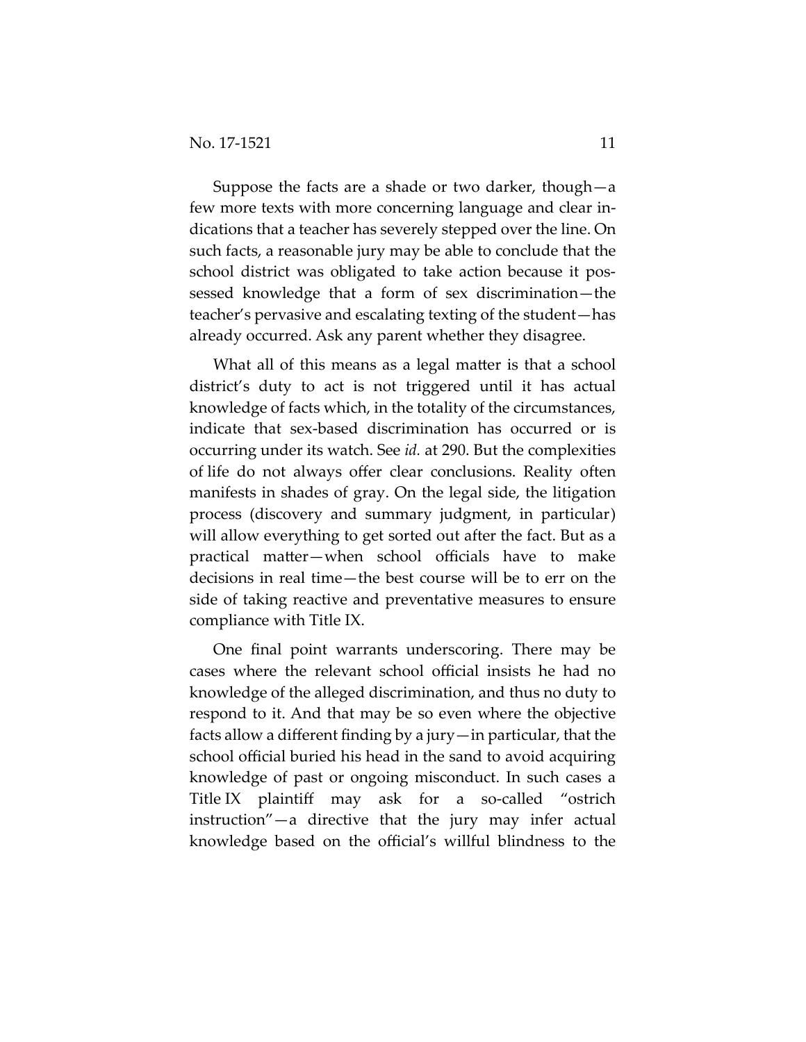Suppose the facts are a shade or two darker, though—a few more texts with more concerning language and clear indications that a teacher has severely stepped over the line. On such facts, a reasonable jury may be able to conclude that the school district was obligated to take action because it possessed knowledge that a form of sex discrimination—the teacher's pervasive and escalating texting of the student—has already occurred. Ask any parent whether they disagree.

What all of this means as a legal matter is that a school district's duty to act is not triggered until it has actual knowledge of facts which, in the totality of the circumstances, indicate that sex-based discrimination has occurred or is occurring under its watch. See *id.* at 290. But the complexities of life do not always offer clear conclusions. Reality often manifests in shades of gray. On the legal side, the litigation process (discovery and summary judgment, in particular) will allow everything to get sorted out after the fact. But as a practical matter—when school officials have to make decisions in real time—the best course will be to err on the side of taking reactive and preventative measures to ensure compliance with Title IX.

One final point warrants underscoring. There may be cases where the relevant school official insists he had no knowledge of the alleged discrimination, and thus no duty to respond to it. And that may be so even where the objective facts allow a different finding by a jury—in particular, that the school official buried his head in the sand to avoid acquiring knowledge of past or ongoing misconduct. In such cases a Title IX plaintiff may ask for a so-called "ostrich instruction"—a directive that the jury may infer actual knowledge based on the official's willful blindness to the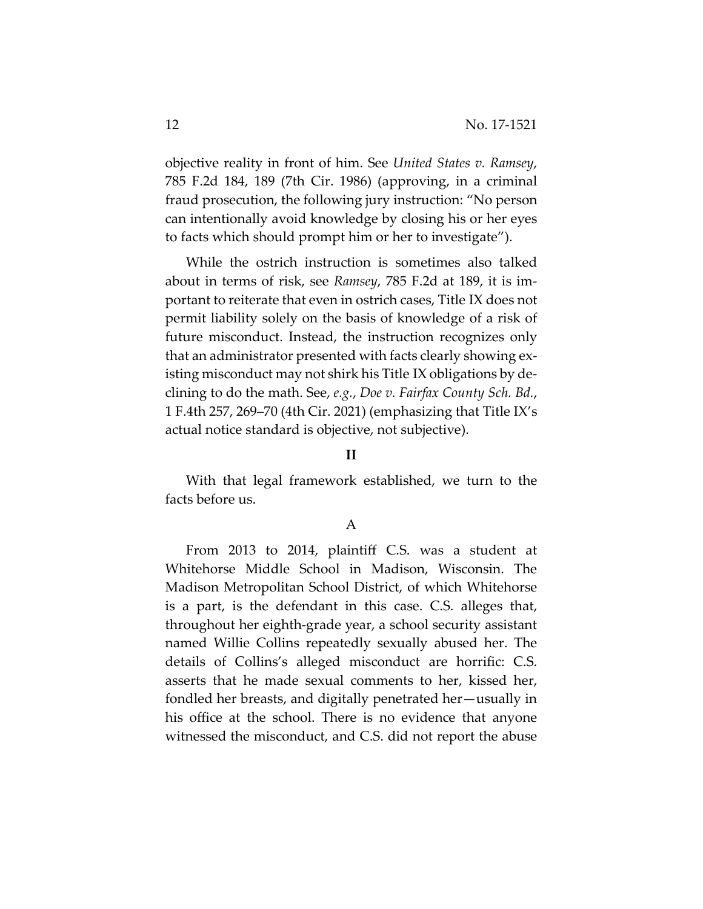objective reality in front of him. See *United States v. Ramsey*, 785 F.2d 184, 189 (7th Cir. 1986) (approving, in a criminal fraud prosecution, the following jury instruction: "No person can intentionally avoid knowledge by closing his or her eyes to facts which should prompt him or her to investigate").

While the ostrich instruction is sometimes also talked about in terms of risk, see *Ramsey*, 785 F.2d at 189, it is important to reiterate that even in ostrich cases, Title IX does not permit liability solely on the basis of knowledge of a risk of future misconduct. Instead, the instruction recognizes only that an administrator presented with facts clearly showing existing misconduct may not shirk his Title IX obligations by declining to do the math. See, *e.g.*, *Doe v. Fairfax County Sch. Bd.*, 1 F.4th 257, 269–70 (4th Cir. 2021) (emphasizing that Title IX's actual notice standard is objective, not subjective).

## II

With that legal framework established, we turn to the facts before us.

### A

From 2013 to 2014, plaintiff C.S. was a student at Whitehorse Middle School in Madison, Wisconsin. The Madison Metropolitan School District, of which Whitehorse is a part, is the defendant in this case. C.S. alleges that, throughout her eighth-grade year, a school security assistant named Willie Collins repeatedly sexually abused her. The details of Collins's alleged misconduct are horrific: C.S. asserts that he made sexual comments to her, kissed her, fondled her breasts, and digitally penetrated her—usually in his office at the school. There is no evidence that anyone witnessed the misconduct, and C.S. did not report the abuse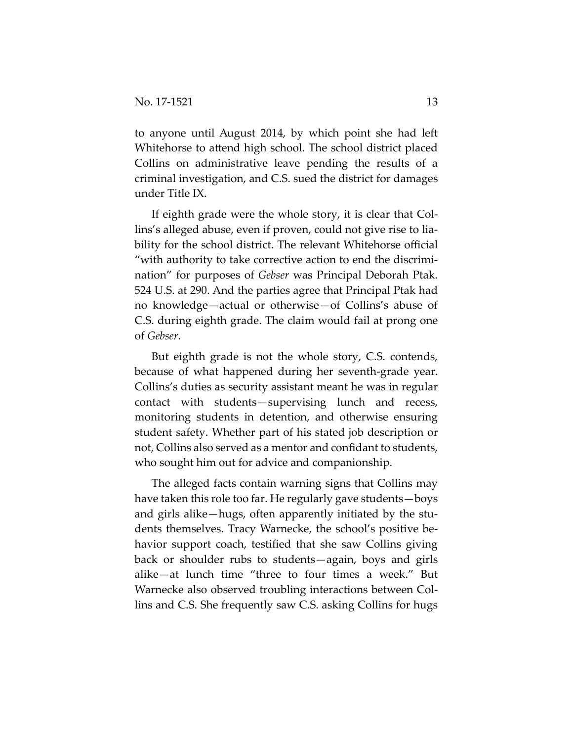to anyone until August 2014, by which point she had left Whitehorse to attend high school. The school district placed Collins on administrative leave pending the results of a criminal investigation, and C.S. sued the district for damages under Title IX.

If eighth grade were the whole story, it is clear that Collins's alleged abuse, even if proven, could not give rise to liability for the school district. The relevant Whitehorse official "with authority to take corrective action to end the discrimination" for purposes of *Gebser* was Principal Deborah Ptak. 524 U.S. at 290. And the parties agree that Principal Ptak had no knowledge—actual or otherwise—of Collins's abuse of C.S. during eighth grade. The claim would fail at prong one of *Gebser*.

But eighth grade is not the whole story, C.S. contends, because of what happened during her seventh-grade year. Collins's duties as security assistant meant he was in regular contact with students—supervising lunch and recess, monitoring students in detention, and otherwise ensuring student safety. Whether part of his stated job description or not, Collins also served as a mentor and confidant to students, who sought him out for advice and companionship.

The alleged facts contain warning signs that Collins may have taken this role too far. He regularly gave students—boys and girls alike—hugs, often apparently initiated by the students themselves. Tracy Warnecke, the school's positive behavior support coach, testified that she saw Collins giving back or shoulder rubs to students—again, boys and girls alike—at lunch time "three to four times a week." But Warnecke also observed troubling interactions between Collins and C.S. She frequently saw C.S. asking Collins for hugs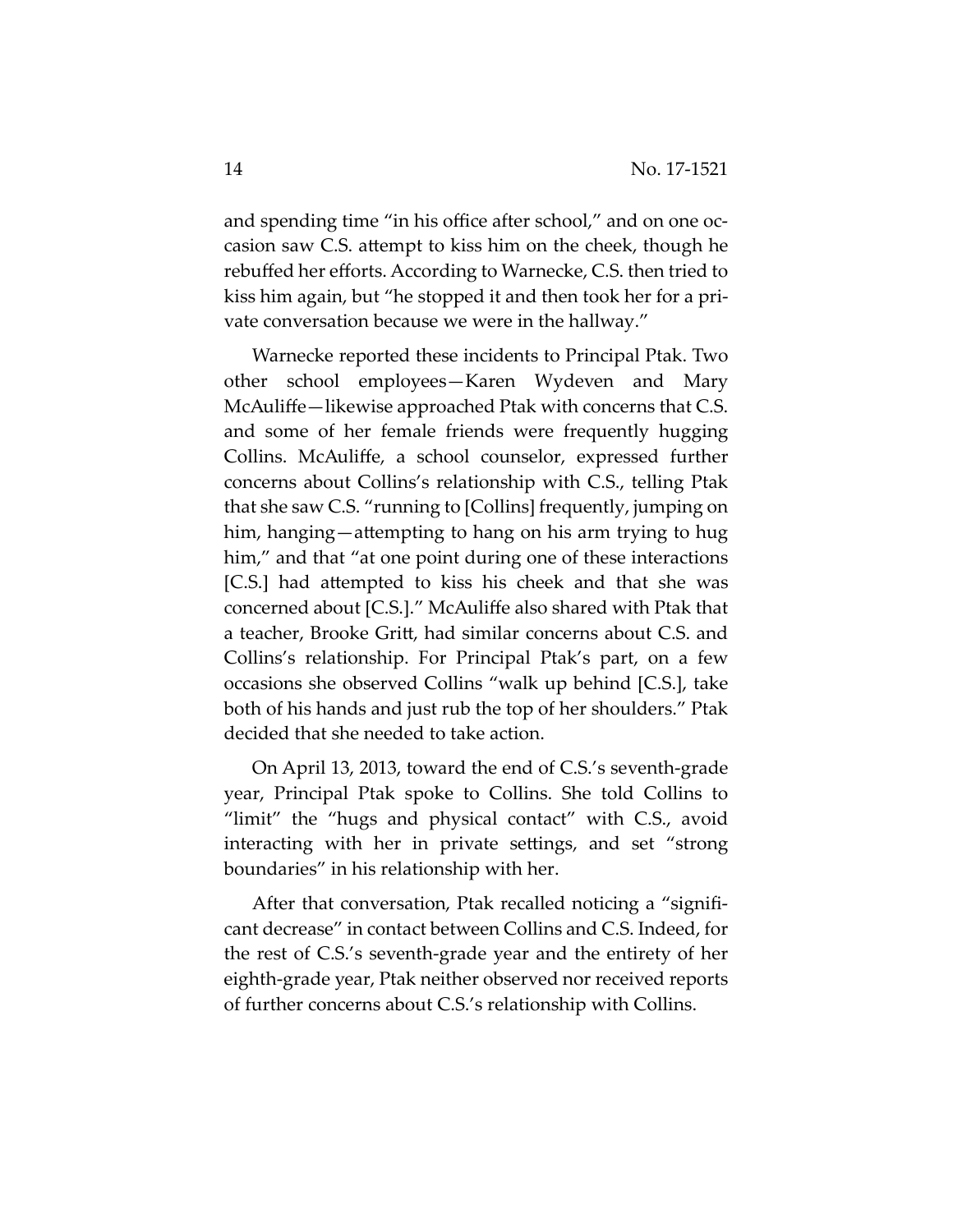and spending time "in his office after school," and on one occasion saw C.S. attempt to kiss him on the cheek, though he rebuffed her efforts. According to Warnecke, C.S. then tried to kiss him again, but "he stopped it and then took her for a private conversation because we were in the hallway."

Warnecke reported these incidents to Principal Ptak. Two other school employees—Karen Wydeven and Mary McAuliffe—likewise approached Ptak with concerns that C.S. and some of her female friends were frequently hugging Collins. McAuliffe, a school counselor, expressed further concerns about Collins's relationship with C.S., telling Ptak that she saw C.S. "running to [Collins] frequently, jumping on him, hanging—attempting to hang on his arm trying to hug him," and that "at one point during one of these interactions [C.S.] had attempted to kiss his cheek and that she was concerned about [C.S.]." McAuliffe also shared with Ptak that a teacher, Brooke Gritt, had similar concerns about C.S. and Collins's relationship. For Principal Ptak's part, on a few occasions she observed Collins "walk up behind [C.S.], take both of his hands and just rub the top of her shoulders." Ptak decided that she needed to take action.

On April 13, 2013, toward the end of C.S.'s seventh-grade year, Principal Ptak spoke to Collins. She told Collins to "limit" the "hugs and physical contact" with C.S., avoid interacting with her in private settings, and set "strong boundaries" in his relationship with her.

After that conversation, Ptak recalled noticing a "significant decrease" in contact between Collins and C.S. Indeed, for the rest of C.S.'s seventh-grade year and the entirety of her eighth-grade year, Ptak neither observed nor received reports of further concerns about C.S.'s relationship with Collins.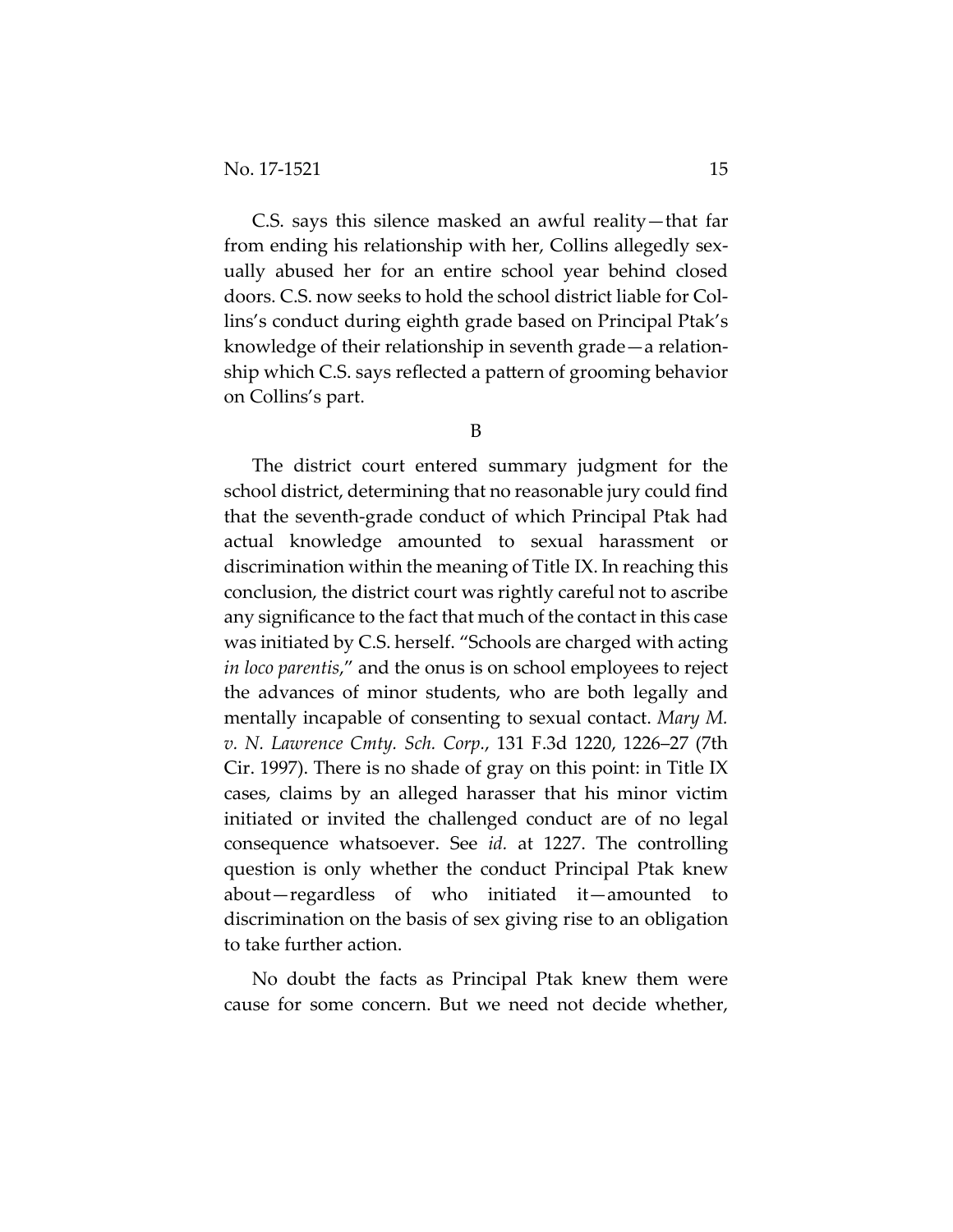C.S. says this silence masked an awful reality—that far from ending his relationship with her, Collins allegedly sexually abused her for an entire school year behind closed doors. C.S. now seeks to hold the school district liable for Collins's conduct during eighth grade based on Principal Ptak's knowledge of their relationship in seventh grade—a relationship which C.S. says reflected a pattern of grooming behavior on Collins's part.

B

The district court entered summary judgment for the school district, determining that no reasonable jury could find that the seventh-grade conduct of which Principal Ptak had actual knowledge amounted to sexual harassment or discrimination within the meaning of Title IX. In reaching this conclusion, the district court was rightly careful not to ascribe any significance to the fact that much of the contact in this case was initiated by C.S. herself. "Schools are charged with acting *in loco parentis*," and the onus is on school employees to reject the advances of minor students, who are both legally and mentally incapable of consenting to sexual contact. *Mary M. v. N. Lawrence Cmty. Sch. Corp.*, 131 F.3d 1220, 1226–27 (7th Cir. 1997). There is no shade of gray on this point: in Title IX cases, claims by an alleged harasser that his minor victim initiated or invited the challenged conduct are of no legal consequence whatsoever. See *id.* at 1227. The controlling question is only whether the conduct Principal Ptak knew about—regardless of who initiated it—amounted to discrimination on the basis of sex giving rise to an obligation to take further action.

No doubt the facts as Principal Ptak knew them were cause for some concern. But we need not decide whether,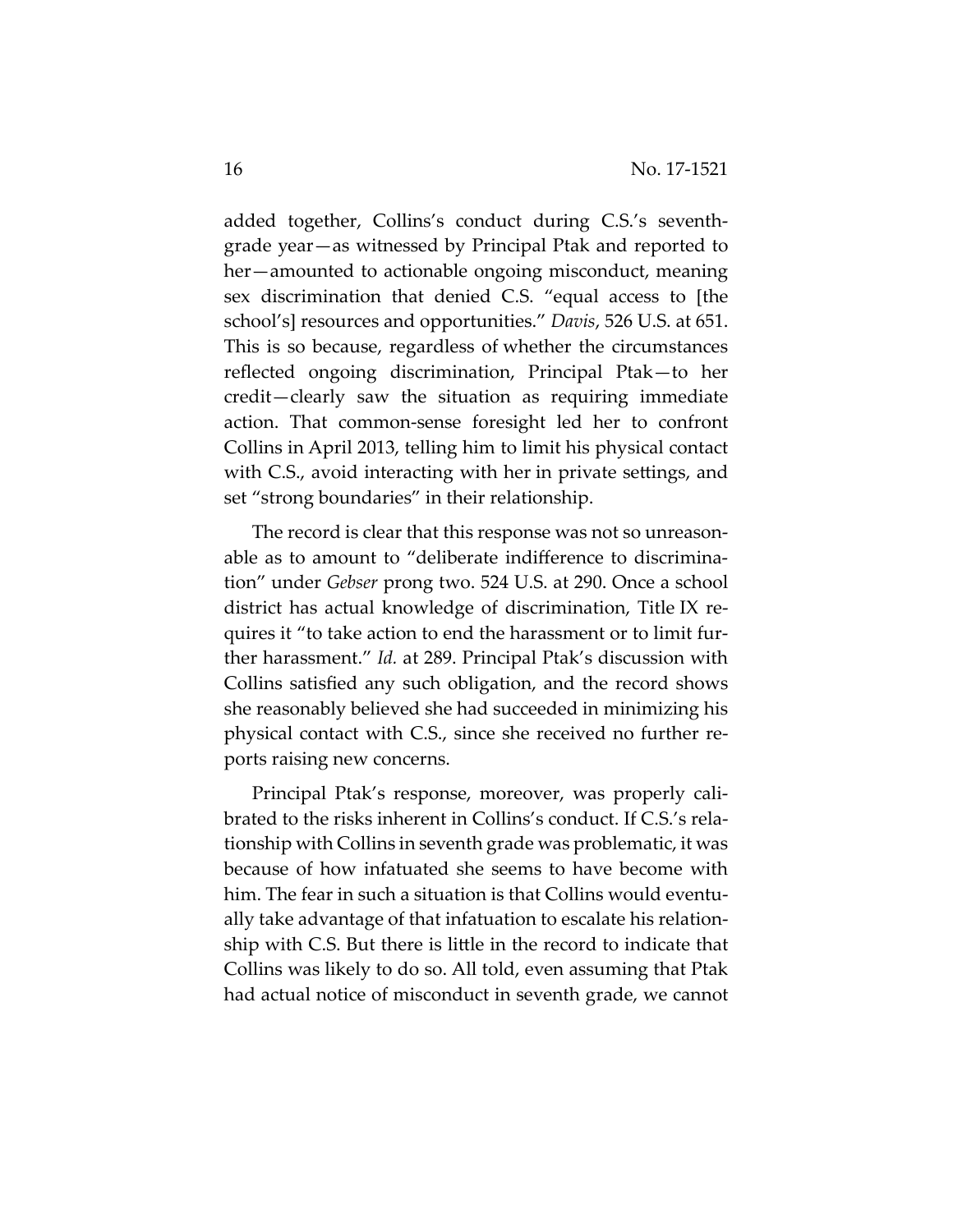added together, Collins's conduct during C.S.'s seventh-grade year—as witnessed by Principal Ptak and reported to her—amounted to actionable ongoing misconduct, meaning sex discrimination that denied C.S. "equal access to [the school's] resources and opportunities." *Davis*, 526 U.S. at 651. This is so because, regardless of whether the circumstances reflected ongoing discrimination, Principal Ptak—to her credit—clearly saw the situation as requiring immediate action. That common-sense foresight led her to confront Collins in April 2013, telling him to limit his physical contact with C.S., avoid interacting with her in private settings, and set "strong boundaries" in their relationship.

The record is clear that this response was not so unreasonable as to amount to "deliberate indifference to discrimination" under *Gebser* prong two. 524 U.S. at 290. Once a school district has actual knowledge of discrimination, Title IX requires it "to take action to end the harassment or to limit further harassment." *Id.* at 289. Principal Ptak's discussion with Collins satisfied any such obligation, and the record shows she reasonably believed she had succeeded in minimizing his physical contact with C.S., since she received no further reports raising new concerns.

Principal Ptak's response, moreover, was properly calibrated to the risks inherent in Collins's conduct. If C.S.'s relationship with Collins in seventh grade was problematic, it was because of how infatuated she seems to have become with him. The fear in such a situation is that Collins would eventually take advantage of that infatuation to escalate his relationship with C.S. But there is little in the record to indicate that Collins was likely to do so. All told, even assuming that Ptak had actual notice of misconduct in seventh grade, we cannot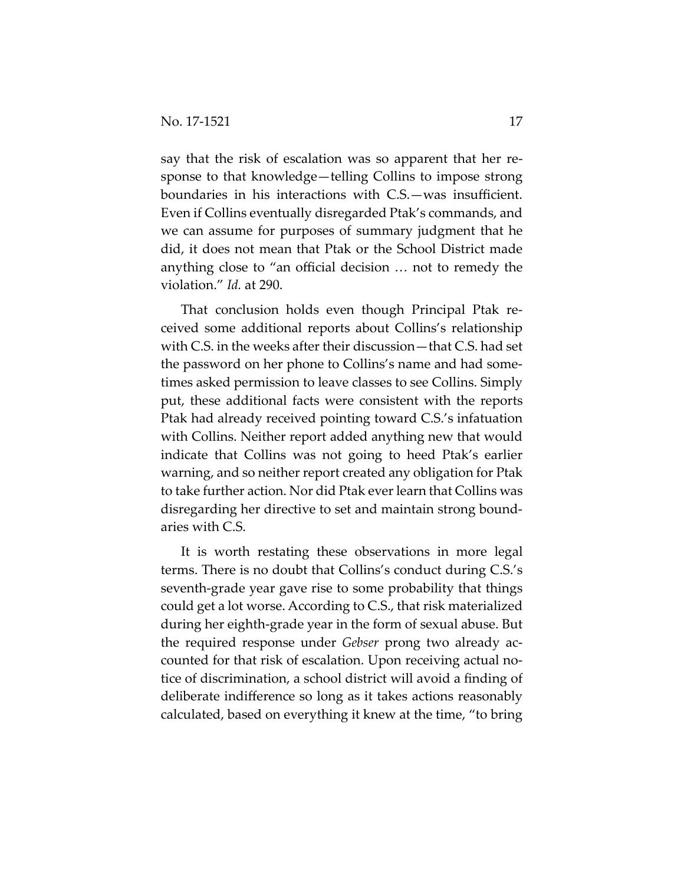say that the risk of escalation was so apparent that her response to that knowledge—telling Collins to impose strong boundaries in his interactions with C.S.—was insufficient. Even if Collins eventually disregarded Ptak's commands, and we can assume for purposes of summary judgment that he did, it does not mean that Ptak or the School District made anything close to "an official decision … not to remedy the violation." *Id.* at 290.

That conclusion holds even though Principal Ptak received some additional reports about Collins's relationship with C.S. in the weeks after their discussion—that C.S. had set the password on her phone to Collins's name and had sometimes asked permission to leave classes to see Collins. Simply put, these additional facts were consistent with the reports Ptak had already received pointing toward C.S.'s infatuation with Collins. Neither report added anything new that would indicate that Collins was not going to heed Ptak's earlier warning, and so neither report created any obligation for Ptak to take further action. Nor did Ptak ever learn that Collins was disregarding her directive to set and maintain strong boundaries with C.S.

It is worth restating these observations in more legal terms. There is no doubt that Collins's conduct during C.S.'s seventh-grade year gave rise to some probability that things could get a lot worse. According to C.S., that risk materialized during her eighth-grade year in the form of sexual abuse. But the required response under *Gebser* prong two already accounted for that risk of escalation. Upon receiving actual notice of discrimination, a school district will avoid a finding of deliberate indifference so long as it takes actions reasonably calculated, based on everything it knew at the time, "to bring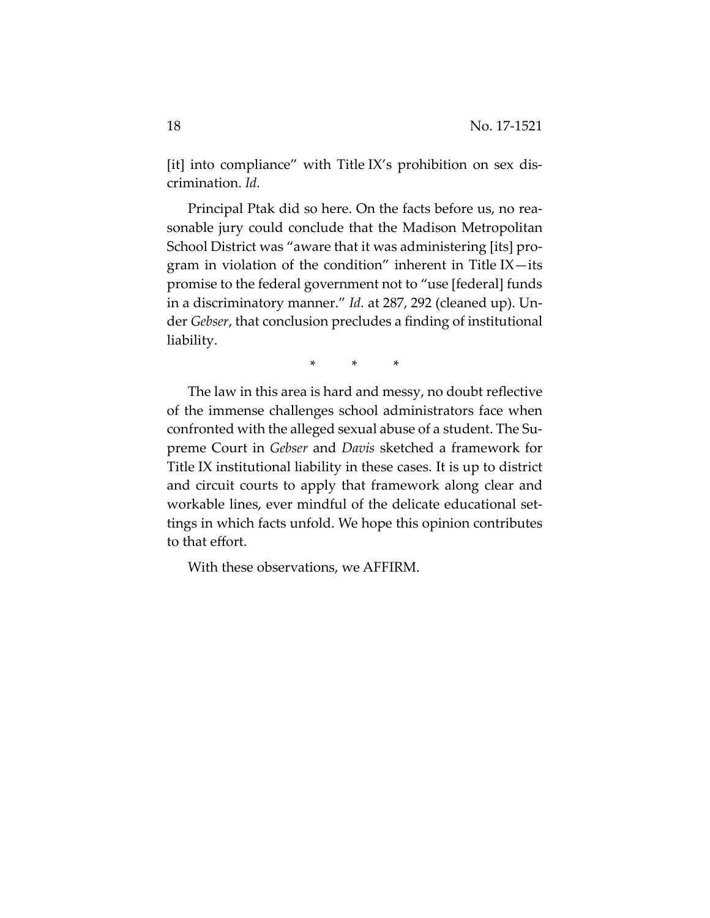[it] into compliance" with Title IX's prohibition on sex discrimination. *Id.*

Principal Ptak did so here. On the facts before us, no reasonable jury could conclude that the Madison Metropolitan School District was "aware that it was administering [its] program in violation of the condition" inherent in Title IX—its promise to the federal government not to "use [federal] funds in a discriminatory manner." *Id.* at 287, 292 (cleaned up). Under *Gebser*, that conclusion precludes a finding of institutional liability.

\* \* \*

The law in this area is hard and messy, no doubt reflective of the immense challenges school administrators face when confronted with the alleged sexual abuse of a student. The Supreme Court in *Gebser* and *Davis* sketched a framework for Title IX institutional liability in these cases. It is up to district and circuit courts to apply that framework along clear and workable lines, ever mindful of the delicate educational settings in which facts unfold. We hope this opinion contributes to that effort.

With these observations, we AFFIRM.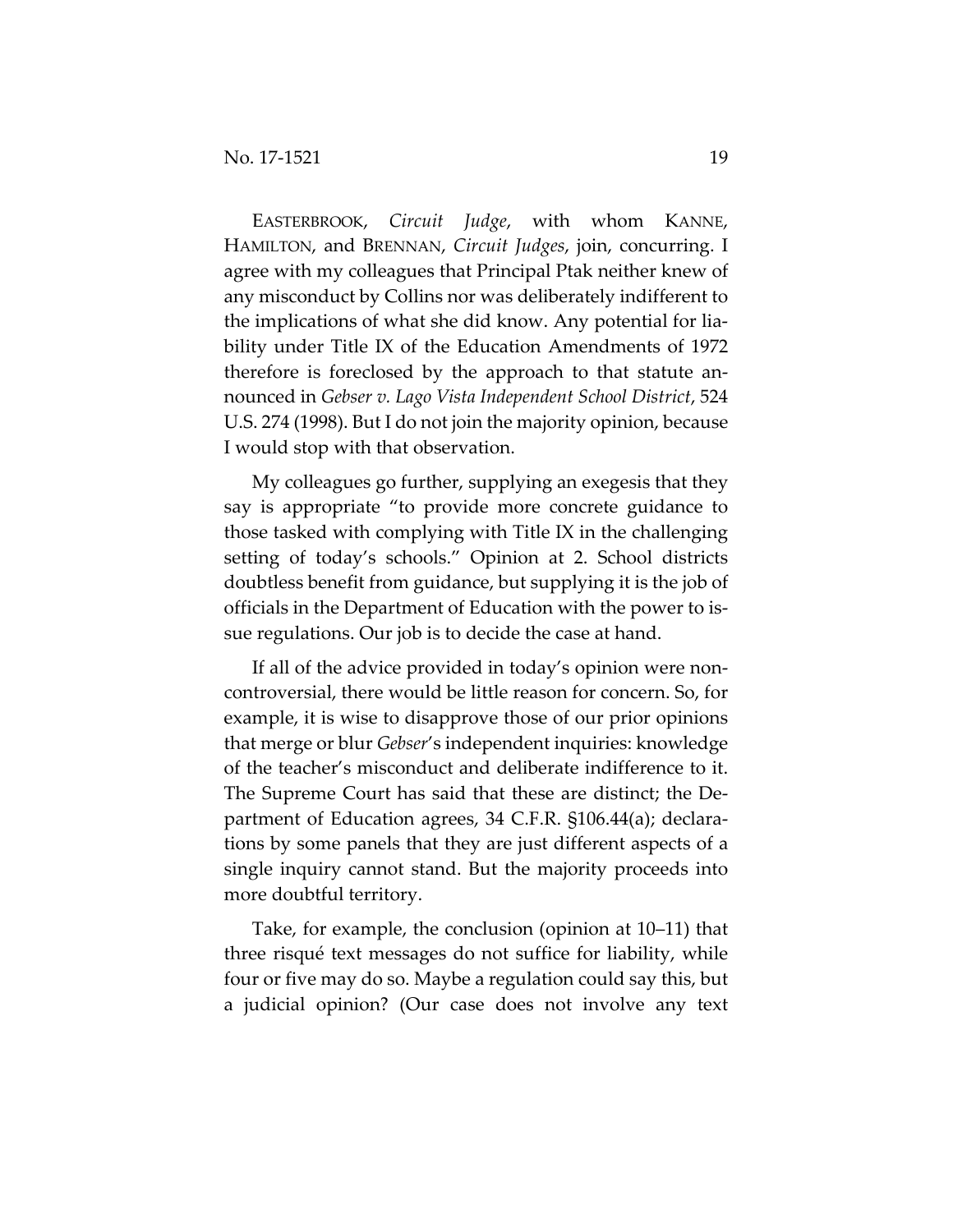EASTERBROOK, *Circuit Judge*, with whom KANNE, HAMILTON, and BRENNAN, *Circuit Judges*, join, concurring. I agree with my colleagues that Principal Ptak neither knew of any misconduct by Collins nor was deliberately indifferent to the implications of what she did know. Any potential for liability under Title IX of the Education Amendments of 1972 therefore is foreclosed by the approach to that statute announced in *Gebser v. Lago Vista Independent School District*, 524 U.S. 274 (1998). But I do not join the majority opinion, because I would stop with that observation.

My colleagues go further, supplying an exegesis that they say is appropriate "to provide more concrete guidance to those tasked with complying with Title IX in the challenging setting of today's schools." Opinion at 2. School districts doubtless benefit from guidance, but supplying it is the job of officials in the Department of Education with the power to issue regulations. Our job is to decide the case at hand.

If all of the advice provided in today's opinion were noncontroversial, there would be little reason for concern. So, for example, it is wise to disapprove those of our prior opinions that merge or blur *Gebser*'s independent inquiries: knowledge of the teacher's misconduct and deliberate indifference to it. The Supreme Court has said that these are distinct; the Department of Education agrees, 34 C.F.R. §106.44(a); declarations by some panels that they are just different aspects of a single inquiry cannot stand. But the majority proceeds into more doubtful territory.

Take, for example, the conclusion (opinion at 10–11) that three risqué text messages do not suffice for liability, while four or five may do so. Maybe a regulation could say this, but a judicial opinion? (Our case does not involve any text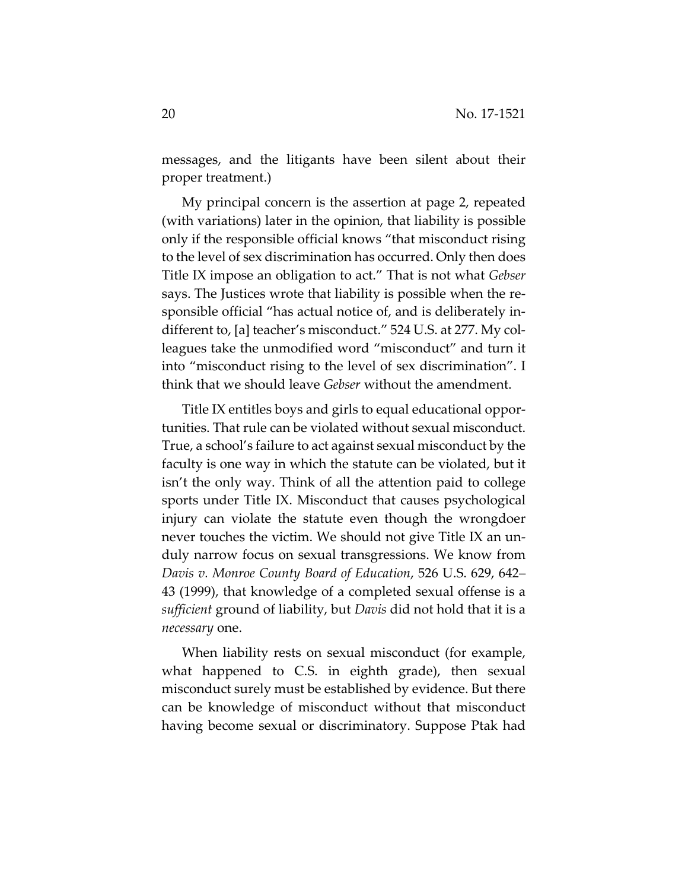messages, and the litigants have been silent about their proper treatment.)

My principal concern is the assertion at page 2, repeated (with variations) later in the opinion, that liability is possible only if the responsible official knows "that misconduct rising to the level of sex discrimination has occurred. Only then does Title IX impose an obligation to act." That is not what *Gebser* says. The Justices wrote that liability is possible when the responsible official "has actual notice of, and is deliberately indifferent to, [a] teacher's misconduct." 524 U.S. at 277. My colleagues take the unmodified word "misconduct" and turn it into "misconduct rising to the level of sex discrimination". I think that we should leave *Gebser* without the amendment.

Title IX entitles boys and girls to equal educational opportunities. That rule can be violated without sexual misconduct. True, a school's failure to act against sexual misconduct by the faculty is one way in which the statute can be violated, but it isn't the only way. Think of all the attention paid to college sports under Title IX. Misconduct that causes psychological injury can violate the statute even though the wrongdoer never touches the victim. We should not give Title IX an unduly narrow focus on sexual transgressions. We know from *Davis v. Monroe County Board of Education*, 526 U.S. 629, 642–43 (1999), that knowledge of a completed sexual offense is a *sufficient* ground of liability, but *Davis* did not hold that it is a *necessary* one.

When liability rests on sexual misconduct (for example, what happened to C.S. in eighth grade), then sexual misconduct surely must be established by evidence. But there can be knowledge of misconduct without that misconduct having become sexual or discriminatory. Suppose Ptak had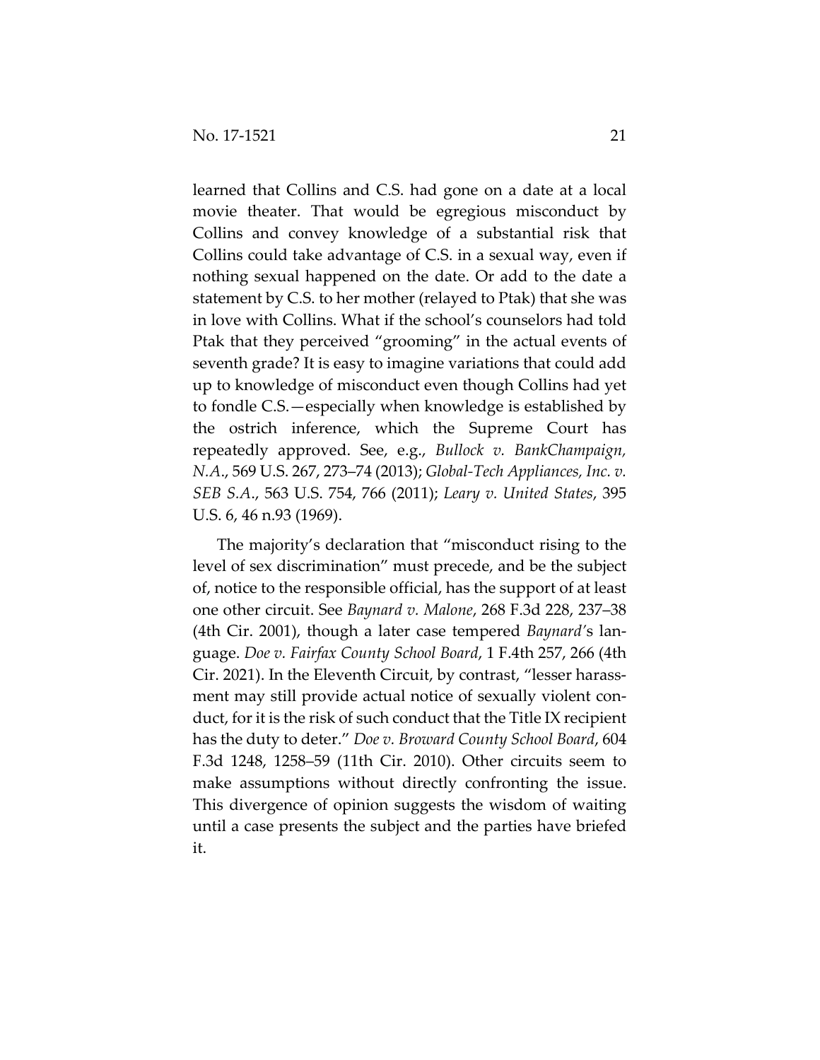learned that Collins and C.S. had gone on a date at a local movie theater. That would be egregious misconduct by Collins and convey knowledge of a substantial risk that Collins could take advantage of C.S. in a sexual way, even if nothing sexual happened on the date. Or add to the date a statement by C.S. to her mother (relayed to Ptak) that she was in love with Collins. What if the school's counselors had told Ptak that they perceived "grooming" in the actual events of seventh grade? It is easy to imagine variations that could add up to knowledge of misconduct even though Collins had yet to fondle C.S.—especially when knowledge is established by the ostrich inference, which the Supreme Court has repeatedly approved. See, e.g., *Bullock v. BankChampaign, N.A.*, 569 U.S. 267, 273–74 (2013); *Global-Tech Appliances, Inc. v. SEB S.A.*, 563 U.S. 754, 766 (2011); *Leary v. United States*, 395 U.S. 6, 46 n.93 (1969).

The majority's declaration that "misconduct rising to the level of sex discrimination" must precede, and be the subject of, notice to the responsible official, has the support of at least one other circuit. See *Baynard v. Malone*, 268 F.3d 228, 237–38 (4th Cir. 2001), though a later case tempered *Baynard*'s language. *Doe v. Fairfax County School Board*, 1 F.4th 257, 266 (4th Cir. 2021). In the Eleventh Circuit, by contrast, "lesser harassment may still provide actual notice of sexually violent conduct, for it is the risk of such conduct that the Title IX recipient has the duty to deter." *Doe v. Broward County School Board*, 604 F.3d 1248, 1258–59 (11th Cir. 2010). Other circuits seem to make assumptions without directly confronting the issue. This divergence of opinion suggests the wisdom of waiting until a case presents the subject and the parties have briefed it.